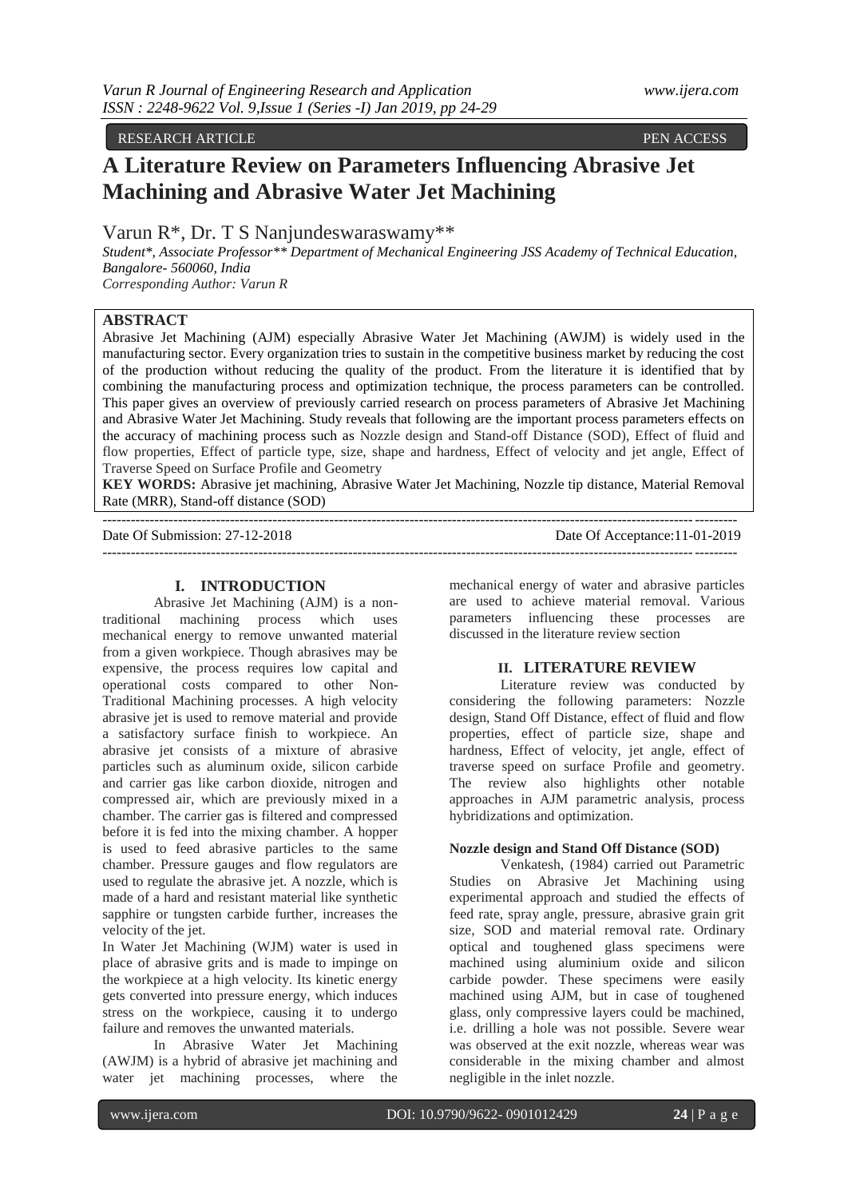RESEARCH ARTICLE PEN ACCESS

# A Literature Review on Parameters Influencing Abrasive Jet Machining and Abrasive Water Jet Machining

Varun R*, Dr. T S Nanjundeswaraswamy**

*Student*, Associate Professor** Department of Mechanical Engineering JSS Academy of Technical Education, Bangalore- 560060, India*
*Corresponding Author: Varun R*

## ABSTRACT

Abrasive Jet Machining (AJM) especially Abrasive Water Jet Machining (AWJM) is widely used in the manufacturing sector. Every organization tries to sustain in the competitive business market by reducing the cost of the production without reducing the quality of the product. From the literature it is identified that by combining the manufacturing process and optimization technique, the process parameters can be controlled. This paper gives an overview of previously carried research on process parameters of Abrasive Jet Machining and Abrasive Water Jet Machining. Study reveals that following are the important process parameters effects on the accuracy of machining process such as Nozzle design and Stand-off Distance (SOD), Effect of fluid and flow properties, Effect of particle type, size, shape and hardness, Effect of velocity and jet angle, Effect of Traverse Speed on Surface Profile and Geometry

**KEY WORDS:** Abrasive jet machining, Abrasive Water Jet Machining, Nozzle tip distance, Material Removal Rate (MRR), Stand-off distance (SOD)

Date Of Submission: 27-12-2018 Date Of Acceptance:11-01-2019

## I. INTRODUCTION

Abrasive Jet Machining (AJM) is a non-traditional machining process which uses mechanical energy to remove unwanted material from a given workpiece. Though abrasives may be expensive, the process requires low capital and operational costs compared to other Non-Traditional Machining processes. A high velocity abrasive jet is used to remove material and provide a satisfactory surface finish to workpiece. An abrasive jet consists of a mixture of abrasive particles such as aluminum oxide, silicon carbide and carrier gas like carbon dioxide, nitrogen and compressed air, which are previously mixed in a chamber. The carrier gas is filtered and compressed before it is fed into the mixing chamber. A hopper is used to feed abrasive particles to the same chamber. Pressure gauges and flow regulators are used to regulate the abrasive jet. A nozzle, which is made of a hard and resistant material like synthetic sapphire or tungsten carbide further, increases the velocity of the jet.

In Water Jet Machining (WJM) water is used in place of abrasive grits and is made to impinge on the workpiece at a high velocity. Its kinetic energy gets converted into pressure energy, which induces stress on the workpiece, causing it to undergo failure and removes the unwanted materials.

In Abrasive Water Jet Machining (AWJM) is a hybrid of abrasive jet machining and water jet machining processes, where the mechanical energy of water and abrasive particles are used to achieve material removal. Various parameters influencing these processes are discussed in the literature review section

## II. LITERATURE REVIEW

Literature review was conducted by considering the following parameters: Nozzle design, Stand Off Distance, effect of fluid and flow properties, effect of particle size, shape and hardness, Effect of velocity, jet angle, effect of traverse speed on surface Profile and geometry. The review also highlights other notable approaches in AJM parametric analysis, process hybridizations and optimization.

### Nozzle design and Stand Off Distance (SOD)

Venkatesh, (1984) carried out Parametric Studies on Abrasive Jet Machining using experimental approach and studied the effects of feed rate, spray angle, pressure, abrasive grain grit size, SOD and material removal rate. Ordinary optical and toughened glass specimens were machined using aluminium oxide and silicon carbide powder. These specimens were easily machined using AJM, but in case of toughened glass, only compressive layers could be machined, i.e. drilling a hole was not possible. Severe wear was observed at the exit nozzle, whereas wear was considerable in the mixing chamber and almost negligible in the inlet nozzle.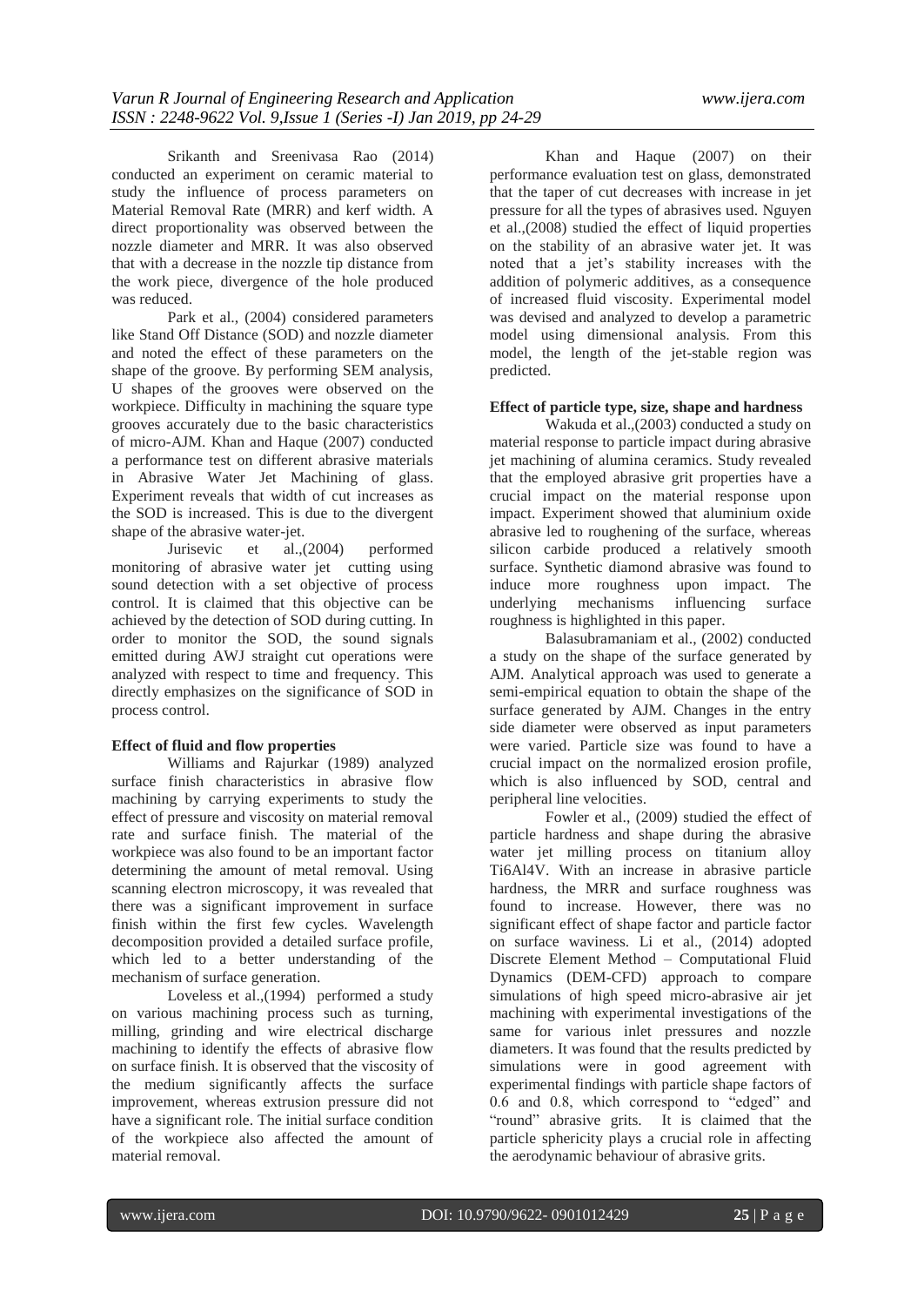Srikanth and Sreenivasa Rao (2014) conducted an experiment on ceramic material to study the influence of process parameters on Material Removal Rate (MRR) and kerf width. A direct proportionality was observed between the nozzle diameter and MRR. It was also observed that with a decrease in the nozzle tip distance from the work piece, divergence of the hole produced was reduced.

Park et al., (2004) considered parameters like Stand Off Distance (SOD) and nozzle diameter and noted the effect of these parameters on the shape of the groove. By performing SEM analysis, U shapes of the grooves were observed on the workpiece. Difficulty in machining the square type grooves accurately due to the basic characteristics of micro-AJM. Khan and Haque (2007) conducted a performance test on different abrasive materials in Abrasive Water Jet Machining of glass. Experiment reveals that width of cut increases as the SOD is increased. This is due to the divergent shape of the abrasive water-jet.

Jurisevic et al.,(2004) performed monitoring of abrasive water jet cutting using sound detection with a set objective of process control. It is claimed that this objective can be achieved by the detection of SOD during cutting. In order to monitor the SOD, the sound signals emitted during AWJ straight cut operations were analyzed with respect to time and frequency. This directly emphasizes on the significance of SOD in process control.

**Effect of fluid and flow properties**

Williams and Rajurkar (1989) analyzed surface finish characteristics in abrasive flow machining by carrying experiments to study the effect of pressure and viscosity on material removal rate and surface finish. The material of the workpiece was also found to be an important factor determining the amount of metal removal. Using scanning electron microscopy, it was revealed that there was a significant improvement in surface finish within the first few cycles. Wavelength decomposition provided a detailed surface profile, which led to a better understanding of the mechanism of surface generation.

Loveless et al.,(1994) performed a study on various machining process such as turning, milling, grinding and wire electrical discharge machining to identify the effects of abrasive flow on surface finish. It is observed that the viscosity of the medium significantly affects the surface improvement, whereas extrusion pressure did not have a significant role. The initial surface condition of the workpiece also affected the amount of material removal.

Khan and Haque (2007) on their performance evaluation test on glass, demonstrated that the taper of cut decreases with increase in jet pressure for all the types of abrasives used. Nguyen et al.,(2008) studied the effect of liquid properties on the stability of an abrasive water jet. It was noted that a jet's stability increases with the addition of polymeric additives, as a consequence of increased fluid viscosity. Experimental model was devised and analyzed to develop a parametric model using dimensional analysis. From this model, the length of the jet-stable region was predicted.

**Effect of particle type, size, shape and hardness**

Wakuda et al.,(2003) conducted a study on material response to particle impact during abrasive jet machining of alumina ceramics. Study revealed that the employed abrasive grit properties have a crucial impact on the material response upon impact. Experiment showed that aluminium oxide abrasive led to roughening of the surface, whereas silicon carbide produced a relatively smooth surface. Synthetic diamond abrasive was found to induce more roughness upon impact. The underlying mechanisms influencing surface roughness is highlighted in this paper.

Balasubramaniam et al., (2002) conducted a study on the shape of the surface generated by AJM. Analytical approach was used to generate a semi-empirical equation to obtain the shape of the surface generated by AJM. Changes in the entry side diameter were observed as input parameters were varied. Particle size was found to have a crucial impact on the normalized erosion profile, which is also influenced by SOD, central and peripheral line velocities.

Fowler et al., (2009) studied the effect of particle hardness and shape during the abrasive water jet milling process on titanium alloy Ti6Al4V. With an increase in abrasive particle hardness, the MRR and surface roughness was found to increase. However, there was no significant effect of shape factor and particle factor on surface waviness. Li et al., (2014) adopted Discrete Element Method – Computational Fluid Dynamics (DEM-CFD) approach to compare simulations of high speed micro-abrasive air jet machining with experimental investigations of the same for various inlet pressures and nozzle diameters. It was found that the results predicted by simulations were in good agreement with experimental findings with particle shape factors of 0.6 and 0.8, which correspond to "edged" and "round" abrasive grits. It is claimed that the particle sphericity plays a crucial role in affecting the aerodynamic behaviour of abrasive grits.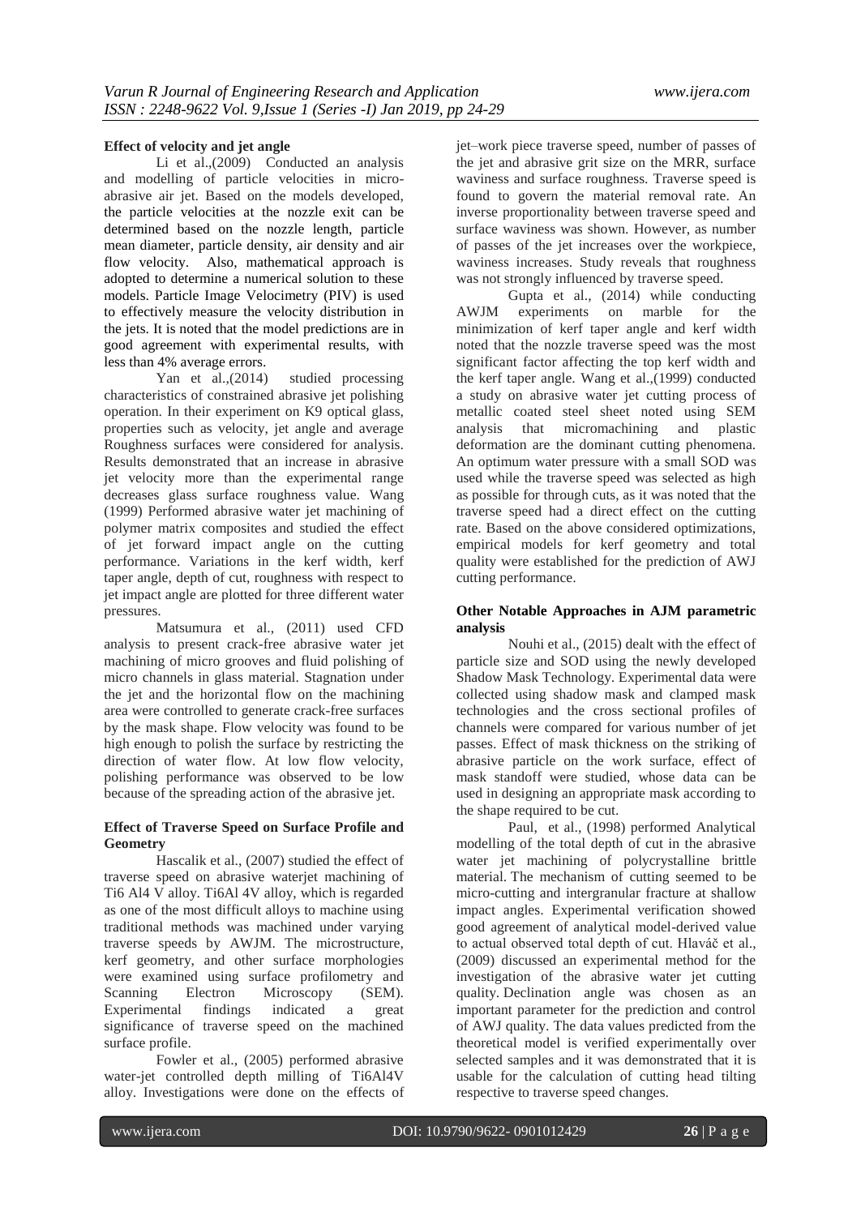**Effect of velocity and jet angle**

Li et al.,(2009) Conducted an analysis and modelling of particle velocities in micro-abrasive air jet. Based on the models developed, the particle velocities at the nozzle exit can be determined based on the nozzle length, particle mean diameter, particle density, air density and air flow velocity. Also, mathematical approach is adopted to determine a numerical solution to these models. Particle Image Velocimetry (PIV) is used to effectively measure the velocity distribution in the jets. It is noted that the model predictions are in good agreement with experimental results, with less than 4% average errors.

Yan et al.,(2014) studied processing characteristics of constrained abrasive jet polishing operation. In their experiment on K9 optical glass, properties such as velocity, jet angle and average Roughness surfaces were considered for analysis. Results demonstrated that an increase in abrasive jet velocity more than the experimental range decreases glass surface roughness value. Wang (1999) Performed abrasive water jet machining of polymer matrix composites and studied the effect of jet forward impact angle on the cutting performance. Variations in the kerf width, kerf taper angle, depth of cut, roughness with respect to jet impact angle are plotted for three different water pressures.

Matsumura et al., (2011) used CFD analysis to present crack-free abrasive water jet machining of micro grooves and fluid polishing of micro channels in glass material. Stagnation under the jet and the horizontal flow on the machining area were controlled to generate crack-free surfaces by the mask shape. Flow velocity was found to be high enough to polish the surface by restricting the direction of water flow. At low flow velocity, polishing performance was observed to be low because of the spreading action of the abrasive jet.

**Effect of Traverse Speed on Surface Profile and Geometry**

Hascalik et al., (2007) studied the effect of traverse speed on abrasive waterjet machining of Ti6 Al4 V alloy. Ti6Al 4V alloy, which is regarded as one of the most difficult alloys to machine using traditional methods was machined under varying traverse speeds by AWJM. The microstructure, kerf geometry, and other surface morphologies were examined using surface profilometry and Scanning Electron Microscopy (SEM). Experimental findings indicated a great significance of traverse speed on the machined surface profile.

Fowler et al., (2005) performed abrasive water-jet controlled depth milling of Ti6Al4V alloy. Investigations were done on the effects of jet–work piece traverse speed, number of passes of the jet and abrasive grit size on the MRR, surface waviness and surface roughness. Traverse speed is found to govern the material removal rate. An inverse proportionality between traverse speed and surface waviness was shown. However, as number of passes of the jet increases over the workpiece, waviness increases. Study reveals that roughness was not strongly influenced by traverse speed.

Gupta et al., (2014) while conducting AWJM experiments on marble for the minimization of kerf taper angle and kerf width noted that the nozzle traverse speed was the most significant factor affecting the top kerf width and the kerf taper angle. Wang et al.,(1999) conducted a study on abrasive water jet cutting process of metallic coated steel sheet noted using SEM analysis that micromachining and plastic deformation are the dominant cutting phenomena. An optimum water pressure with a small SOD was used while the traverse speed was selected as high as possible for through cuts, as it was noted that the traverse speed had a direct effect on the cutting rate. Based on the above considered optimizations, empirical models for kerf geometry and total quality were established for the prediction of AWJ cutting performance.

**Other Notable Approaches in AJM parametric analysis**

Nouhi et al., (2015) dealt with the effect of particle size and SOD using the newly developed Shadow Mask Technology. Experimental data were collected using shadow mask and clamped mask technologies and the cross sectional profiles of channels were compared for various number of jet passes. Effect of mask thickness on the striking of abrasive particle on the work surface, effect of mask standoff were studied, whose data can be used in designing an appropriate mask according to the shape required to be cut.

Paul, et al., (1998) performed Analytical modelling of the total depth of cut in the abrasive water jet machining of polycrystalline brittle material. The mechanism of cutting seemed to be micro-cutting and intergranular fracture at shallow impact angles. Experimental verification showed good agreement of analytical model-derived value to actual observed total depth of cut. Hlaváč et al., (2009) discussed an experimental method for the investigation of the abrasive water jet cutting quality. Declination angle was chosen as an important parameter for the prediction and control of AWJ quality. The data values predicted from the theoretical model is verified experimentally over selected samples and it was demonstrated that it is usable for the calculation of cutting head tilting respective to traverse speed changes.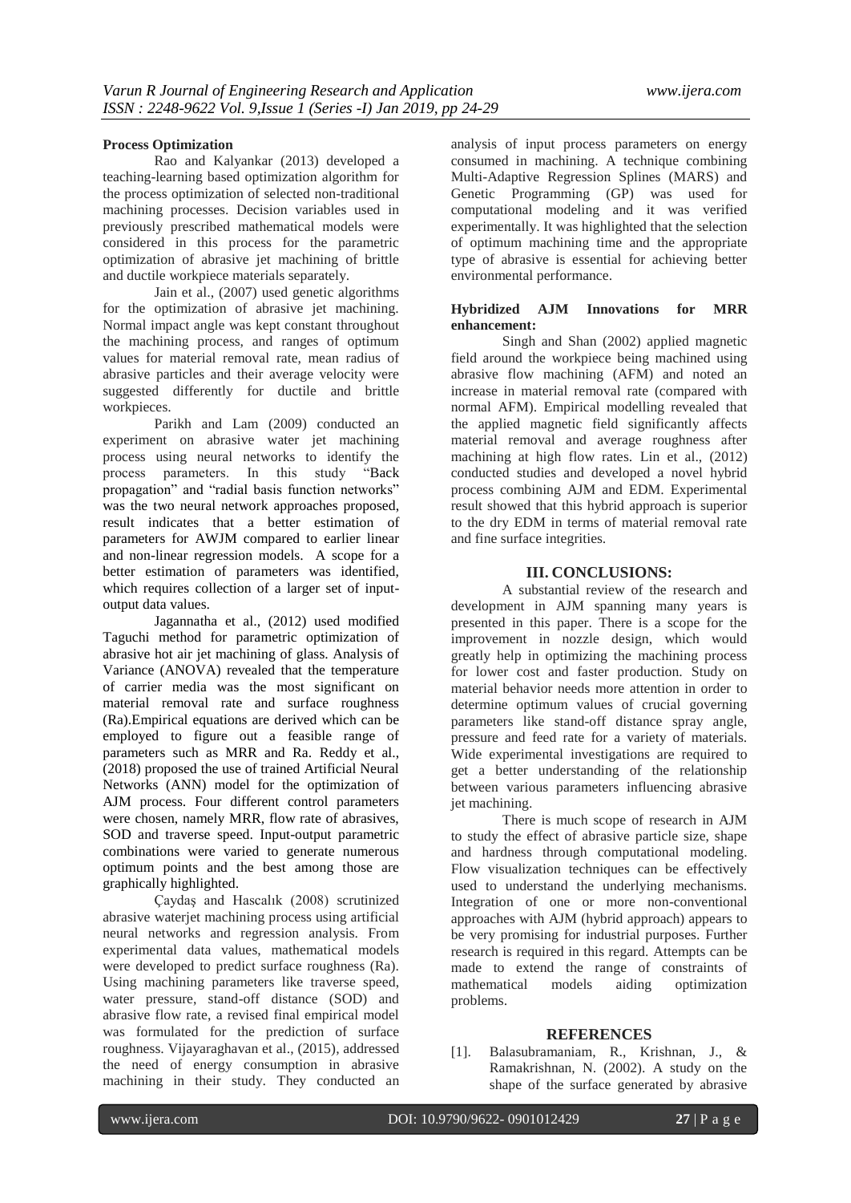**Process Optimization**

Rao and Kalyankar (2013) developed a teaching-learning based optimization algorithm for the process optimization of selected non-traditional machining processes. Decision variables used in previously prescribed mathematical models were considered in this process for the parametric optimization of abrasive jet machining of brittle and ductile workpiece materials separately.

Jain et al., (2007) used genetic algorithms for the optimization of abrasive jet machining. Normal impact angle was kept constant throughout the machining process, and ranges of optimum values for material removal rate, mean radius of abrasive particles and their average velocity were suggested differently for ductile and brittle workpieces.

Parikh and Lam (2009) conducted an experiment on abrasive water jet machining process using neural networks to identify the process parameters. In this study "Back propagation" and "radial basis function networks" was the two neural network approaches proposed, result indicates that a better estimation of parameters for AWJM compared to earlier linear and non-linear regression models. A scope for a better estimation of parameters was identified, which requires collection of a larger set of input-output data values.

Jagannatha et al., (2012) used modified Taguchi method for parametric optimization of abrasive hot air jet machining of glass. Analysis of Variance (ANOVA) revealed that the temperature of carrier media was the most significant on material removal rate and surface roughness (Ra).Empirical equations are derived which can be employed to figure out a feasible range of parameters such as MRR and Ra. Reddy et al., (2018) proposed the use of trained Artificial Neural Networks (ANN) model for the optimization of AJM process. Four different control parameters were chosen, namely MRR, flow rate of abrasives, SOD and traverse speed. Input-output parametric combinations were varied to generate numerous optimum points and the best among those are graphically highlighted.

Çaydaş and Hascalık (2008) scrutinized abrasive waterjet machining process using artificial neural networks and regression analysis. From experimental data values, mathematical models were developed to predict surface roughness (Ra). Using machining parameters like traverse speed, water pressure, stand-off distance (SOD) and abrasive flow rate, a revised final empirical model was formulated for the prediction of surface roughness. Vijayaraghavan et al., (2015), addressed the need of energy consumption in abrasive machining in their study. They conducted an analysis of input process parameters on energy consumed in machining. A technique combining Multi-Adaptive Regression Splines (MARS) and Genetic Programming (GP) was used for computational modeling and it was verified experimentally. It was highlighted that the selection of optimum machining time and the appropriate type of abrasive is essential for achieving better environmental performance.

**Hybridized AJM Innovations for MRR enhancement:**

Singh and Shan (2002) applied magnetic field around the workpiece being machined using abrasive flow machining (AFM) and noted an increase in material removal rate (compared with normal AFM). Empirical modelling revealed that the applied magnetic field significantly affects material removal and average roughness after machining at high flow rates. Lin et al., (2012) conducted studies and developed a novel hybrid process combining AJM and EDM. Experimental result showed that this hybrid approach is superior to the dry EDM in terms of material removal rate and fine surface integrities.

## III. CONCLUSIONS:

A substantial review of the research and development in AJM spanning many years is presented in this paper. There is a scope for the improvement in nozzle design, which would greatly help in optimizing the machining process for lower cost and faster production. Study on material behavior needs more attention in order to determine optimum values of crucial governing parameters like stand-off distance spray angle, pressure and feed rate for a variety of materials. Wide experimental investigations are required to get a better understanding of the relationship between various parameters influencing abrasive jet machining.

There is much scope of research in AJM to study the effect of abrasive particle size, shape and hardness through computational modeling. Flow visualization techniques can be effectively used to understand the underlying mechanisms. Integration of one or more non-conventional approaches with AJM (hybrid approach) appears to be very promising for industrial purposes. Further research is required in this regard. Attempts can be made to extend the range of constraints of mathematical models aiding optimization problems.

## REFERENCES

[1]. Balasubramaniam, R., Krishnan, J., & Ramakrishnan, N. (2002). A study on the shape of the surface generated by abrasive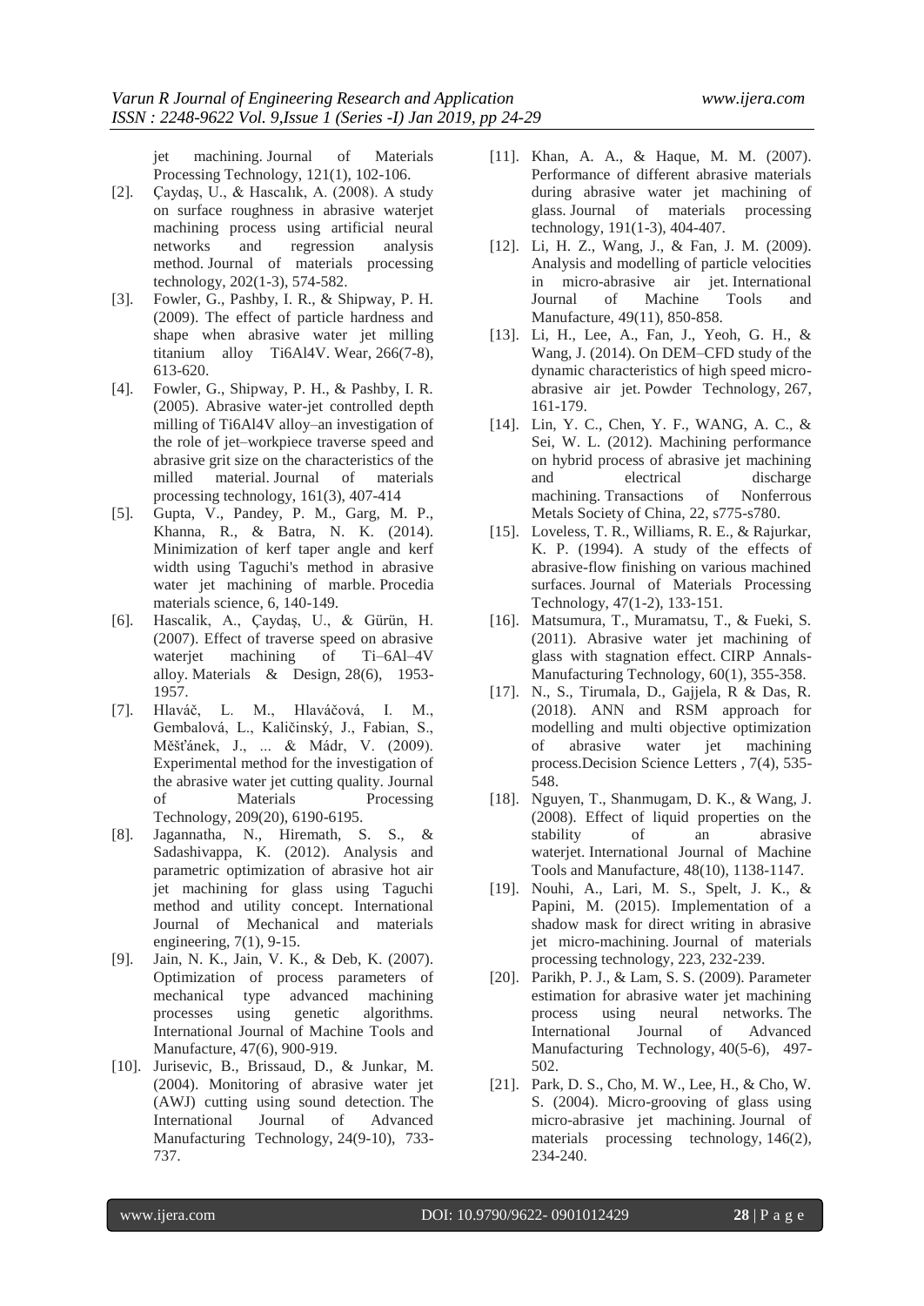jet machining. Journal of Materials Processing Technology, 121(1), 102-106.

[2]. Çaydaş, U., & Hascalık, A. (2008). A study on surface roughness in abrasive waterjet machining process using artificial neural networks and regression analysis method. Journal of materials processing technology, 202(1-3), 574-582.

[3]. Fowler, G., Pashby, I. R., & Shipway, P. H. (2009). The effect of particle hardness and shape when abrasive water jet milling titanium alloy Ti6Al4V. Wear, 266(7-8), 613-620.

[4]. Fowler, G., Shipway, P. H., & Pashby, I. R. (2005). Abrasive water-jet controlled depth milling of Ti6Al4V alloy–an investigation of the role of jet–workpiece traverse speed and abrasive grit size on the characteristics of the milled material. Journal of materials processing technology, 161(3), 407-414

[5]. Gupta, V., Pandey, P. M., Garg, M. P., Khanna, R., & Batra, N. K. (2014). Minimization of kerf taper angle and kerf width using Taguchi's method in abrasive water jet machining of marble. Procedia materials science, 6, 140-149.

[6]. Hascalik, A., Çaydaş, U., & Gürün, H. (2007). Effect of traverse speed on abrasive waterjet machining of Ti–6Al–4V alloy. Materials & Design, 28(6), 1953-1957.

[7]. Hlaváč, L. M., Hlaváčová, I. M., Gembalová, L., Kaličinský, J., Fabian, S., Měšťánek, J., ... & Mádr, V. (2009). Experimental method for the investigation of the abrasive water jet cutting quality. Journal of Materials Processing Technology, 209(20), 6190-6195.

[8]. Jagannatha, N., Hiremath, S. S., & Sadashivappa, K. (2012). Analysis and parametric optimization of abrasive hot air jet machining for glass using Taguchi method and utility concept. International Journal of Mechanical and materials engineering, 7(1), 9-15.

[9]. Jain, N. K., Jain, V. K., & Deb, K. (2007). Optimization of process parameters of mechanical type advanced machining processes using genetic algorithms. International Journal of Machine Tools and Manufacture, 47(6), 900-919.

[10]. Jurisevic, B., Brissaud, D., & Junkar, M. (2004). Monitoring of abrasive water jet (AWJ) cutting using sound detection. The International Journal of Advanced Manufacturing Technology, 24(9-10), 733-737.

[11]. Khan, A. A., & Haque, M. M. (2007). Performance of different abrasive materials during abrasive water jet machining of glass. Journal of materials processing technology, 191(1-3), 404-407.

[12]. Li, H. Z., Wang, J., & Fan, J. M. (2009). Analysis and modelling of particle velocities in micro-abrasive air jet. International Journal of Machine Tools and Manufacture, 49(11), 850-858.

[13]. Li, H., Lee, A., Fan, J., Yeoh, G. H., & Wang, J. (2014). On DEM–CFD study of the dynamic characteristics of high speed micro-abrasive air jet. Powder Technology, 267, 161-179.

[14]. Lin, Y. C., Chen, Y. F., WANG, A. C., & Sei, W. L. (2012). Machining performance on hybrid process of abrasive jet machining and electrical discharge machining. Transactions of Nonferrous Metals Society of China, 22, s775-s780.

[15]. Loveless, T. R., Williams, R. E., & Rajurkar, K. P. (1994). A study of the effects of abrasive-flow finishing on various machined surfaces. Journal of Materials Processing Technology, 47(1-2), 133-151.

[16]. Matsumura, T., Muramatsu, T., & Fueki, S. (2011). Abrasive water jet machining of glass with stagnation effect. CIRP Annals-Manufacturing Technology, 60(1), 355-358.

[17]. N., S., Tirumala, D., Gajjela, R & Das, R. (2018). ANN and RSM approach for modelling and multi objective optimization of abrasive water jet machining process.Decision Science Letters , 7(4), 535-548.

[18]. Nguyen, T., Shanmugam, D. K., & Wang, J. (2008). Effect of liquid properties on the stability of an abrasive waterjet. International Journal of Machine Tools and Manufacture, 48(10), 1138-1147.

[19]. Nouhi, A., Lari, M. S., Spelt, J. K., & Papini, M. (2015). Implementation of a shadow mask for direct writing in abrasive jet micro-machining. Journal of materials processing technology, 223, 232-239.

[20]. Parikh, P. J., & Lam, S. S. (2009). Parameter estimation for abrasive water jet machining process using neural networks. The International Journal of Advanced Manufacturing Technology, 40(5-6), 497-502.

[21]. Park, D. S., Cho, M. W., Lee, H., & Cho, W. S. (2004). Micro-grooving of glass using micro-abrasive jet machining. Journal of materials processing technology, 146(2), 234-240.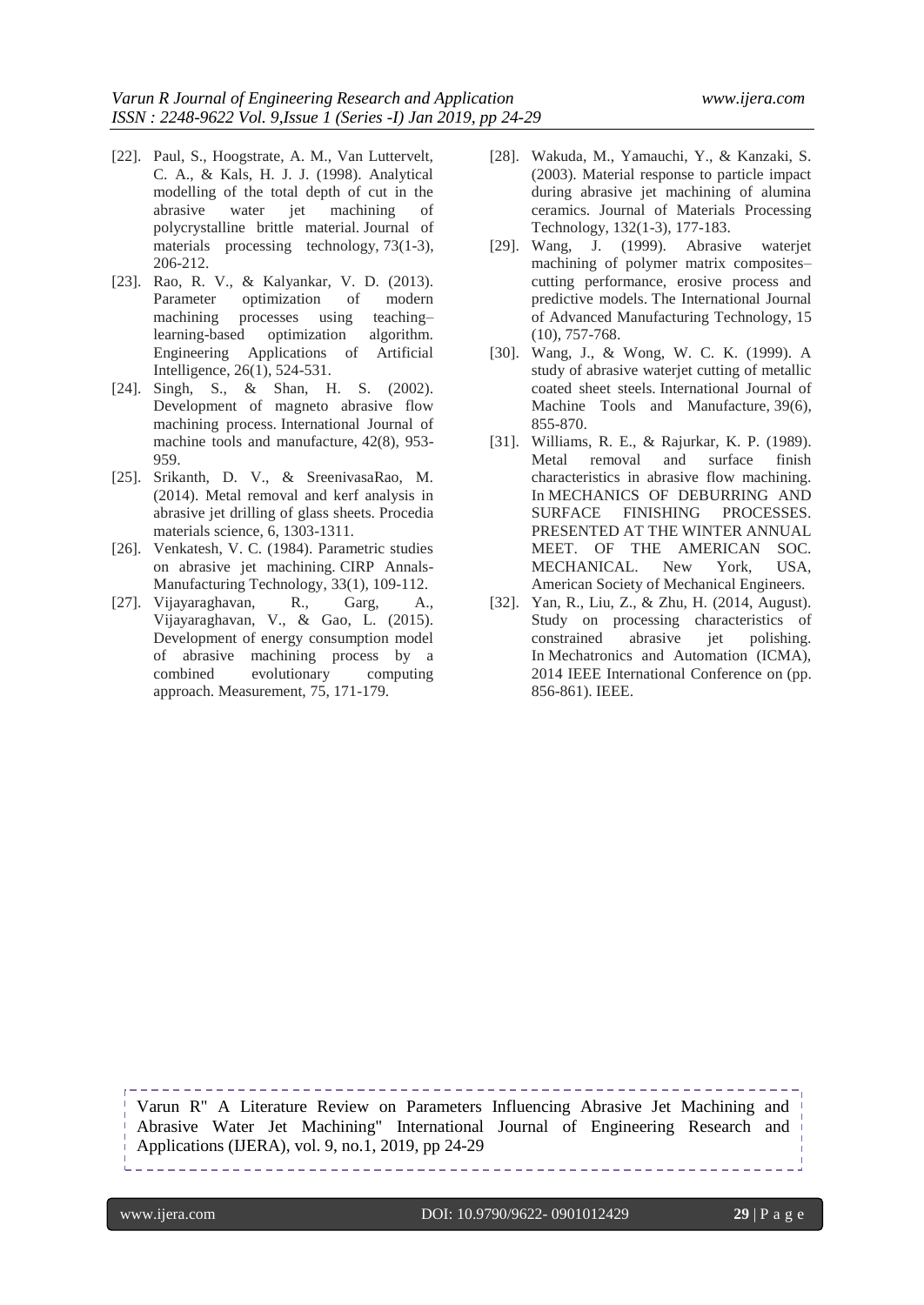[22]. Paul, S., Hoogstrate, A. M., Van Luttervelt, C. A., & Kals, H. J. J. (1998). Analytical modelling of the total depth of cut in the abrasive water jet machining of polycrystalline brittle material. Journal of materials processing technology, 73(1-3), 206-212.

[23]. Rao, R. V., & Kalyankar, V. D. (2013). Parameter optimization of modern machining processes using teaching–learning-based optimization algorithm. Engineering Applications of Artificial Intelligence, 26(1), 524-531.

[24]. Singh, S., & Shan, H. S. (2002). Development of magneto abrasive flow machining process. International Journal of machine tools and manufacture, 42(8), 953-959.

[25]. Srikanth, D. V., & SreenivasaRao, M. (2014). Metal removal and kerf analysis in abrasive jet drilling of glass sheets. Procedia materials science, 6, 1303-1311.

[26]. Venkatesh, V. C. (1984). Parametric studies on abrasive jet machining. CIRP Annals-Manufacturing Technology, 33(1), 109-112.

[27]. Vijayaraghavan, R., Garg, A., Vijayaraghavan, V., & Gao, L. (2015). Development of energy consumption model of abrasive machining process by a combined evolutionary computing approach. Measurement, 75, 171-179.

[28]. Wakuda, M., Yamauchi, Y., & Kanzaki, S. (2003). Material response to particle impact during abrasive jet machining of alumina ceramics. Journal of Materials Processing Technology, 132(1-3), 177-183.

[29]. Wang, J. (1999). Abrasive waterjet machining of polymer matrix composites–cutting performance, erosive process and predictive models. The International Journal of Advanced Manufacturing Technology, 15 (10), 757-768.

[30]. Wang, J., & Wong, W. C. K. (1999). A study of abrasive waterjet cutting of metallic coated sheet steels. International Journal of Machine Tools and Manufacture, 39(6), 855-870.

[31]. Williams, R. E., & Rajurkar, K. P. (1989). Metal removal and surface finish characteristics in abrasive flow machining. In MECHANICS OF DEBURRING AND SURFACE FINISHING PROCESSES. PRESENTED AT THE WINTER ANNUAL MEET. OF THE AMERICAN SOC. MECHANICAL. New York, USA, American Society of Mechanical Engineers.

[32]. Yan, R., Liu, Z., & Zhu, H. (2014, August). Study on processing characteristics of constrained abrasive jet polishing. In Mechatronics and Automation (ICMA), 2014 IEEE International Conference on (pp. 856-861). IEEE.

Varun R" A Literature Review on Parameters Influencing Abrasive Jet Machining and Abrasive Water Jet Machining" International Journal of Engineering Research and Applications (IJERA), vol. 9, no.1, 2019, pp 24-29